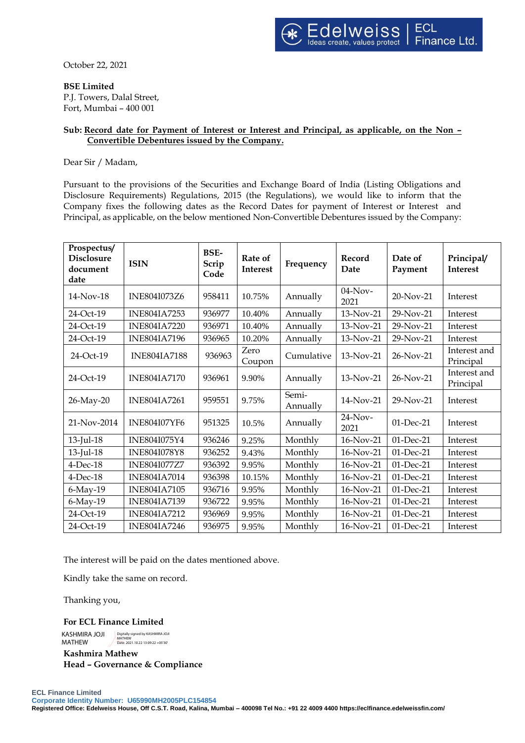October 22, 2021

**BSE Limited**
P.J. Towers, Dalal Street,
Fort, Mumbai – 400 001

**Sub: Record date for Payment of Interest or Interest and Principal, as applicable, on the Non – Convertible Debentures issued by the Company.**

Dear Sir / Madam,

Pursuant to the provisions of the Securities and Exchange Board of India (Listing Obligations and Disclosure Requirements) Regulations, 2015 (the Regulations), we would like to inform that the Company fixes the following dates as the Record Dates for payment of Interest or Interest and Principal, as applicable, on the below mentioned Non-Convertible Debentures issued by the Company:

| Prospectus/ Disclosure document date | ISIN | BSE-Scrip Code | Rate of Interest | Frequency | Record Date | Date of Payment | Principal/ Interest |
|---|---|---|---|---|---|---|---|
| 14-Nov-18 | INE804I073Z6 | 958411 | 10.75% | Annually | 04-Nov-2021 | 20-Nov-21 | Interest |
| 24-Oct-19 | INE804IA7253 | 936977 | 10.40% | Annually | 13-Nov-21 | 29-Nov-21 | Interest |
| 24-Oct-19 | INE804IA7220 | 936971 | 10.40% | Annually | 13-Nov-21 | 29-Nov-21 | Interest |
| 24-Oct-19 | INE804IA7196 | 936965 | 10.20% | Annually | 13-Nov-21 | 29-Nov-21 | Interest |
| 24-Oct-19 | INE804IA7188 | 936963 | Zero Coupon | Cumulative | 13-Nov-21 | 26-Nov-21 | Interest and Principal |
| 24-Oct-19 | INE804IA7170 | 936961 | 9.90% | Annually | 13-Nov-21 | 26-Nov-21 | Interest and Principal |
| 26-May-20 | INE804IA7261 | 959551 | 9.75% | Semi-Annually | 14-Nov-21 | 29-Nov-21 | Interest |
| 21-Nov-2014 | INE804I07YF6 | 951325 | 10.5% | Annually | 24-Nov-2021 | 01-Dec-21 | Interest |
| 13-Jul-18 | INE804I075Y4 | 936246 | 9.25% | Monthly | 16-Nov-21 | 01-Dec-21 | Interest |
| 13-Jul-18 | INE804I078Y8 | 936252 | 9.43% | Monthly | 16-Nov-21 | 01-Dec-21 | Interest |
| 4-Dec-18 | INE804I077Z7 | 936392 | 9.95% | Monthly | 16-Nov-21 | 01-Dec-21 | Interest |
| 4-Dec-18 | INE804IA7014 | 936398 | 10.15% | Monthly | 16-Nov-21 | 01-Dec-21 | Interest |
| 6-May-19 | INE804IA7105 | 936716 | 9.95% | Monthly | 16-Nov-21 | 01-Dec-21 | Interest |
| 6-May-19 | INE804IA7139 | 936722 | 9.95% | Monthly | 16-Nov-21 | 01-Dec-21 | Interest |
| 24-Oct-19 | INE804IA7212 | 936969 | 9.95% | Monthly | 16-Nov-21 | 01-Dec-21 | Interest |
| 24-Oct-19 | INE804IA7246 | 936975 | 9.95% | Monthly | 16-Nov-21 | 01-Dec-21 | Interest |

The interest will be paid on the dates mentioned above.

Kindly take the same on record.

Thanking you,

**For ECL Finance Limited**

KASHMIRA JOJI MATHEW — Digitally signed by KASHMIRA JOJI MATHEW Date: 2021.10.22 13:09:22 +05'30'

**Kashmira Mathew**
**Head – Governance & Compliance**

**ECL Finance Limited**
**Corporate Identity Number: U65990MH2005PLC154854**
**Registered Office: Edelweiss House, Off C.S.T. Road, Kalina, Mumbai – 400098 Tel No.: +91 22 4009 4400 https://eclfinance.edelweissfin.com/**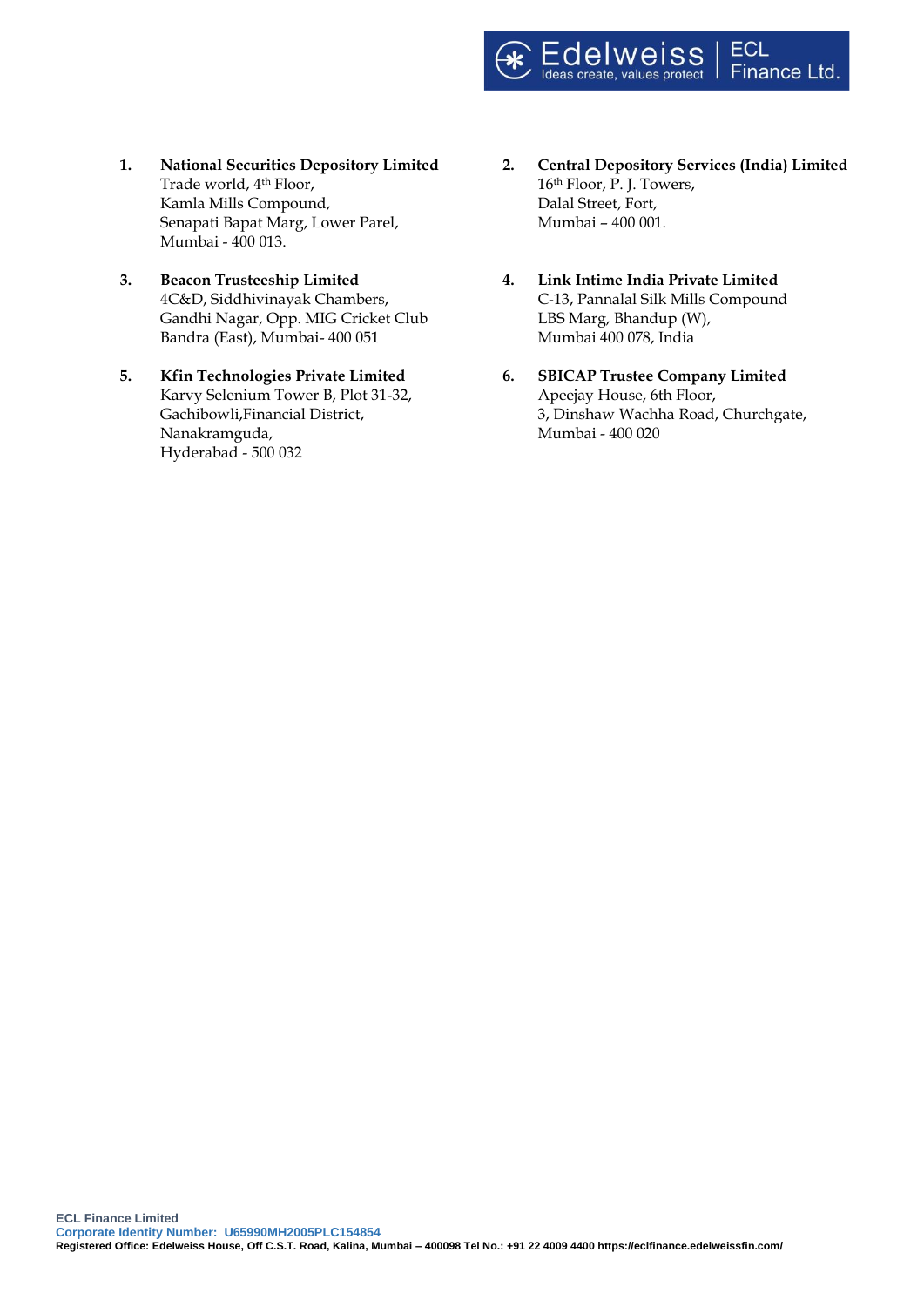1. **National Securities Depository Limited**
   Trade world, 4th Floor,
   Kamla Mills Compound,
   Senapati Bapat Marg, Lower Parel,
   Mumbai - 400 013.

2. **Central Depository Services (India) Limited**
   16th Floor, P. J. Towers,
   Dalal Street, Fort,
   Mumbai – 400 001.

3. **Beacon Trusteeship Limited**
   4C&D, Siddhivinayak Chambers,
   Gandhi Nagar, Opp. MIG Cricket Club
   Bandra (East), Mumbai- 400 051

4. **Link Intime India Private Limited**
   C-13, Pannalal Silk Mills Compound
   LBS Marg, Bhandup (W),
   Mumbai 400 078, India

5. **Kfin Technologies Private Limited**
   Karvy Selenium Tower B, Plot 31-32,
   Gachibowli,Financial District,
   Nanakramguda,
   Hyderabad - 500 032

6. **SBICAP Trustee Company Limited**
   Apeejay House, 6th Floor,
   3, Dinshaw Wachha Road, Churchgate,
   Mumbai - 400 020